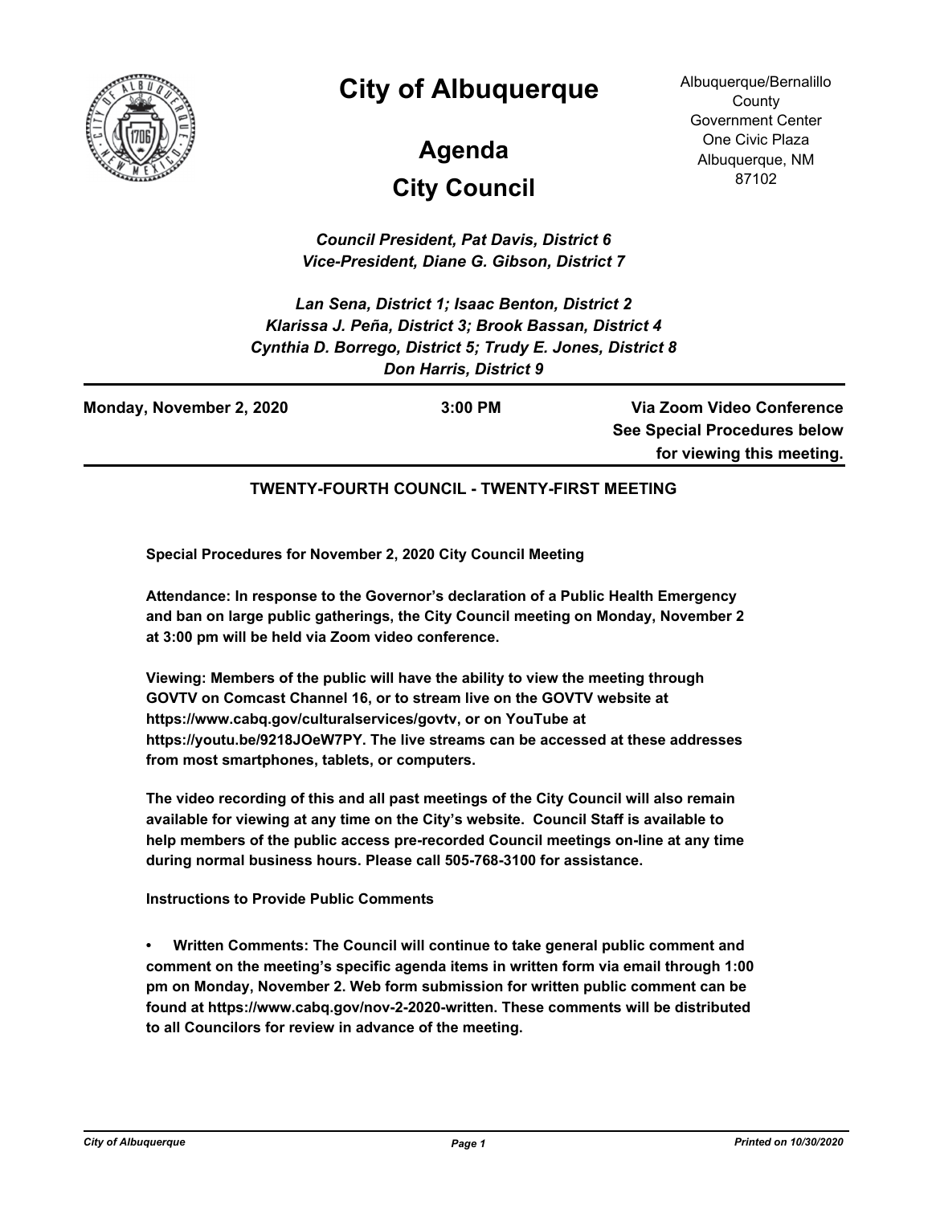# City of Albuquerque

## Agenda

## City Council

Albuquerque/Bernalillo County Government Center
One Civic Plaza
Albuquerque, NM 87102

***Council President, Pat Davis, District 6***
***Vice-President, Diane G. Gibson, District 7***

***Lan Sena, District 1; Isaac Benton, District 2***
***Klarissa J. Peña, District 3; Brook Bassan, District 4***
***Cynthia D. Borrego, District 5; Trudy E. Jones, District 8***
***Don Harris, District 9***

**Monday, November 2, 2020** | **3:00 PM** | **Via Zoom Video Conference See Special Procedures below for viewing this meeting.**

**TWENTY-FOURTH COUNCIL - TWENTY-FIRST MEETING**

**Special Procedures for November 2, 2020 City Council Meeting**

**Attendance: In response to the Governor's declaration of a Public Health Emergency and ban on large public gatherings, the City Council meeting on Monday, November 2 at 3:00 pm will be held via Zoom video conference.**

**Viewing: Members of the public will have the ability to view the meeting through GOVTV on Comcast Channel 16, or to stream live on the GOVTV website at https://www.cabq.gov/culturalservices/govtv, or on YouTube at https://youtu.be/9218JOeW7PY. The live streams can be accessed at these addresses from most smartphones, tablets, or computers.**

**The video recording of this and all past meetings of the City Council will also remain available for viewing at any time on the City's website. Council Staff is available to help members of the public access pre-recorded Council meetings on-line at any time during normal business hours. Please call 505-768-3100 for assistance.**

**Instructions to Provide Public Comments**

- **Written Comments: The Council will continue to take general public comment and comment on the meeting's specific agenda items in written form via email through 1:00 pm on Monday, November 2. Web form submission for written public comment can be found at https://www.cabq.gov/nov-2-2020-written. These comments will be distributed to all Councilors for review in advance of the meeting.**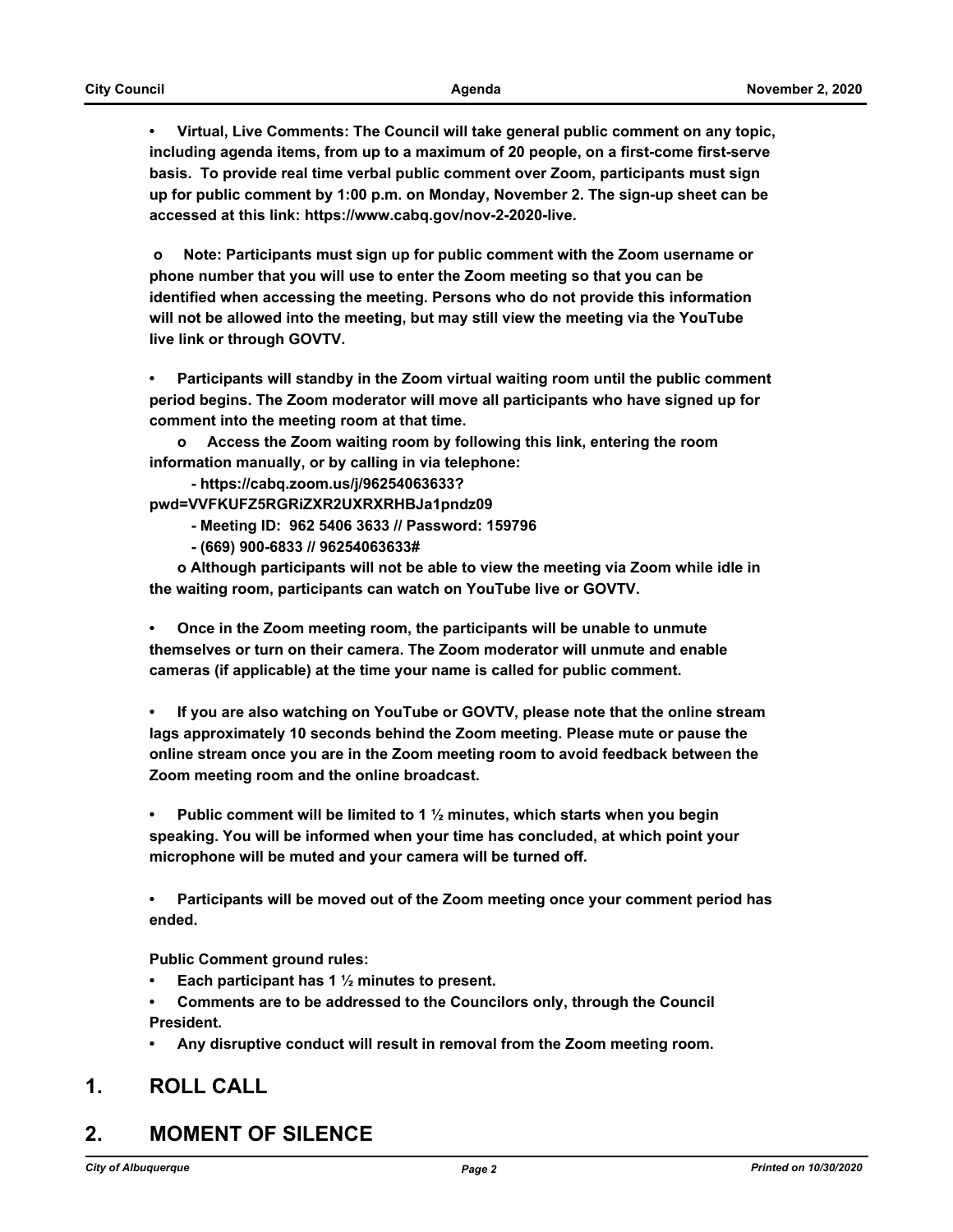- **Virtual, Live Comments: The Council will take general public comment on any topic, including agenda items, from up to a maximum of 20 people, on a first-come first-serve basis. To provide real time verbal public comment over Zoom, participants must sign up for public comment by 1:00 p.m. on Monday, November 2. The sign-up sheet can be accessed at this link: https://www.cabq.gov/nov-2-2020-live.**

  - **Note: Participants must sign up for public comment with the Zoom username or phone number that you will use to enter the Zoom meeting so that you can be identified when accessing the meeting. Persons who do not provide this information will not be allowed into the meeting, but may still view the meeting via the YouTube live link or through GOVTV.**

- **Participants will standby in the Zoom virtual waiting room until the public comment period begins. The Zoom moderator will move all participants who have signed up for comment into the meeting room at that time.**
  - **Access the Zoom waiting room by following this link, entering the room information manually, or by calling in via telephone:**
    - **https://cabq.zoom.us/j/96254063633?pwd=VVFKUFZ5RGRiZXR2UXRXRHBJa1pndz09**
    - **Meeting ID: 962 5406 3633 // Password: 159796**
    - **(669) 900-6833 // 96254063633#**
  - **Although participants will not be able to view the meeting via Zoom while idle in the waiting room, participants can watch on YouTube live or GOVTV.**

- **Once in the Zoom meeting room, the participants will be unable to unmute themselves or turn on their camera. The Zoom moderator will unmute and enable cameras (if applicable) at the time your name is called for public comment.**

- **If you are also watching on YouTube or GOVTV, please note that the online stream lags approximately 10 seconds behind the Zoom meeting. Please mute or pause the online stream once you are in the Zoom meeting room to avoid feedback between the Zoom meeting room and the online broadcast.**

- **Public comment will be limited to 1 ½ minutes, which starts when you begin speaking. You will be informed when your time has concluded, at which point your microphone will be muted and your camera will be turned off.**

- **Participants will be moved out of the Zoom meeting once your comment period has ended.**

**Public Comment ground rules:**

- **Each participant has 1 ½ minutes to present.**
- **Comments are to be addressed to the Councilors only, through the Council President.**
- **Any disruptive conduct will result in removal from the Zoom meeting room.**

## 1. ROLL CALL

## 2. MOMENT OF SILENCE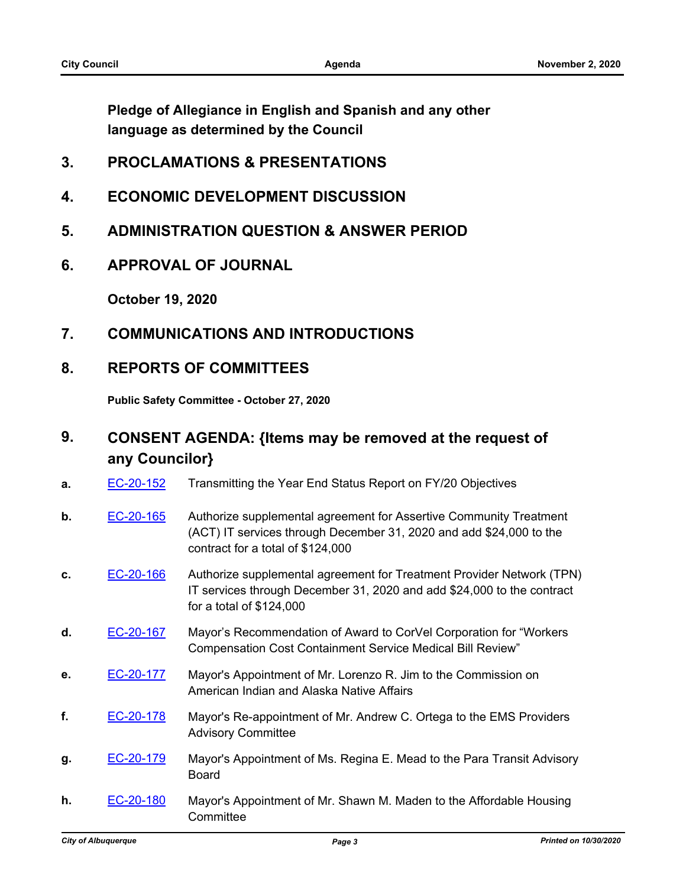**Pledge of Allegiance in English and Spanish and any other language as determined by the Council**

## 3. PROCLAMATIONS & PRESENTATIONS

## 4. ECONOMIC DEVELOPMENT DISCUSSION

## 5. ADMINISTRATION QUESTION & ANSWER PERIOD

## 6. APPROVAL OF JOURNAL

**October 19, 2020**

## 7. COMMUNICATIONS AND INTRODUCTIONS

## 8. REPORTS OF COMMITTEES

**Public Safety Committee - October 27, 2020**

## 9. CONSENT AGENDA: {Items may be removed at the request of any Councilor}

**a.** EC-20-152 Transmitting the Year End Status Report on FY/20 Objectives

**b.** EC-20-165 Authorize supplemental agreement for Assertive Community Treatment (ACT) IT services through December 31, 2020 and add $24,000 to the contract for a total of $124,000

**c.** EC-20-166 Authorize supplemental agreement for Treatment Provider Network (TPN) IT services through December 31, 2020 and add $24,000 to the contract for a total of $124,000

**d.** EC-20-167 Mayor's Recommendation of Award to CorVel Corporation for "Workers Compensation Cost Containment Service Medical Bill Review"

**e.** EC-20-177 Mayor's Appointment of Mr. Lorenzo R. Jim to the Commission on American Indian and Alaska Native Affairs

**f.** EC-20-178 Mayor's Re-appointment of Mr. Andrew C. Ortega to the EMS Providers Advisory Committee

**g.** EC-20-179 Mayor's Appointment of Ms. Regina E. Mead to the Para Transit Advisory Board

**h.** EC-20-180 Mayor's Appointment of Mr. Shawn M. Maden to the Affordable Housing Committee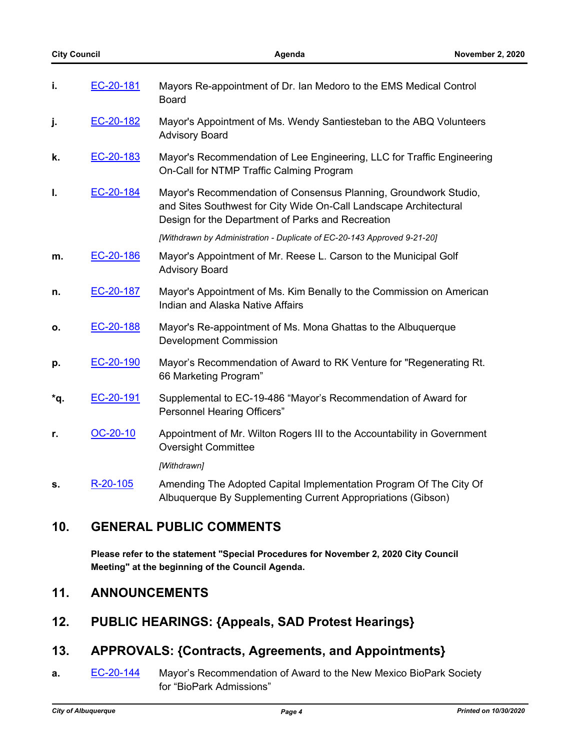i. EC-20-181 Mayors Re-appointment of Dr. Ian Medoro to the EMS Medical Control Board

j. EC-20-182 Mayor's Appointment of Ms. Wendy Santiesteban to the ABQ Volunteers Advisory Board

k. EC-20-183 Mayor's Recommendation of Lee Engineering, LLC for Traffic Engineering On-Call for NTMP Traffic Calming Program

l. EC-20-184 Mayor's Recommendation of Consensus Planning, Groundwork Studio, and Sites Southwest for City Wide On-Call Landscape Architectural Design for the Department of Parks and Recreation

*[Withdrawn by Administration - Duplicate of EC-20-143 Approved 9-21-20]*

m. EC-20-186 Mayor's Appointment of Mr. Reese L. Carson to the Municipal Golf Advisory Board

n. EC-20-187 Mayor's Appointment of Ms. Kim Benally to the Commission on American Indian and Alaska Native Affairs

o. EC-20-188 Mayor's Re-appointment of Ms. Mona Ghattas to the Albuquerque Development Commission

p. EC-20-190 Mayor’s Recommendation of Award to RK Venture for "Regenerating Rt. 66 Marketing Program”

*q. EC-20-191 Supplemental to EC-19-486 “Mayor’s Recommendation of Award for Personnel Hearing Officers”

r. OC-20-10 Appointment of Mr. Wilton Rogers III to the Accountability in Government Oversight Committee

*[Withdrawn]*

s. R-20-105 Amending The Adopted Capital Implementation Program Of The City Of Albuquerque By Supplementing Current Appropriations (Gibson)

## 10. GENERAL PUBLIC COMMENTS

**Please refer to the statement "Special Procedures for November 2, 2020 City Council Meeting" at the beginning of the Council Agenda.**

## 11. ANNOUNCEMENTS

## 12. PUBLIC HEARINGS: {Appeals, SAD Protest Hearings}

## 13. APPROVALS: {Contracts, Agreements, and Appointments}

a. EC-20-144 Mayor’s Recommendation of Award to the New Mexico BioPark Society for “BioPark Admissions”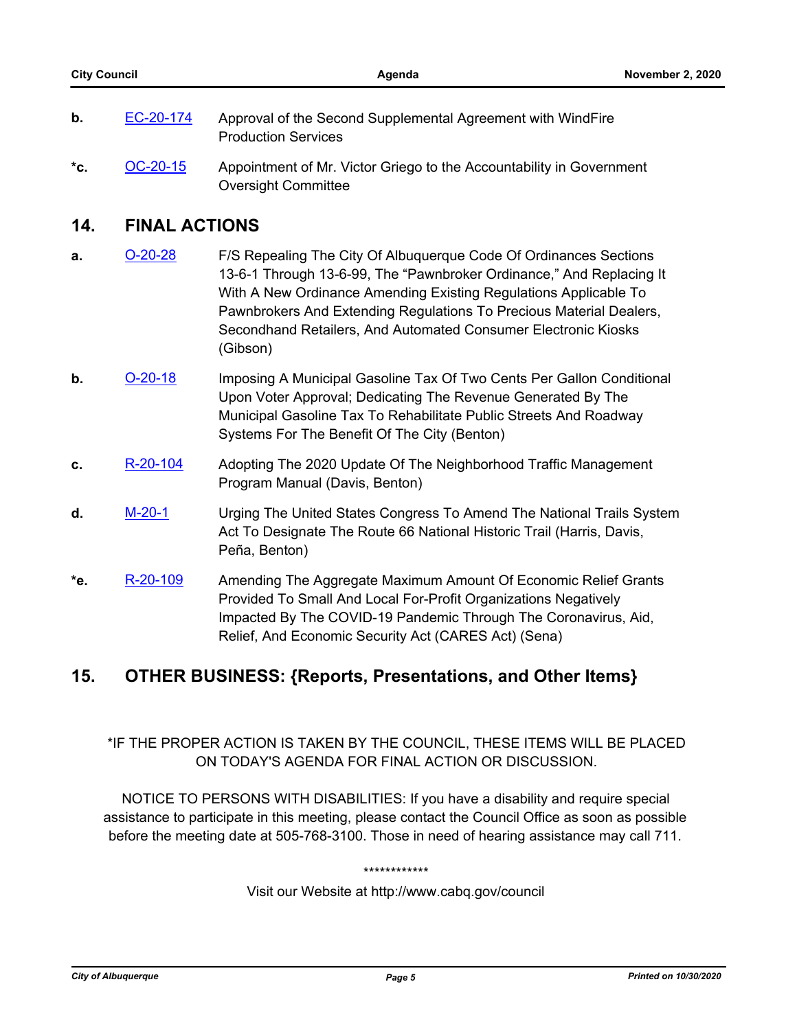**b.** EC-20-174 Approval of the Second Supplemental Agreement with WindFire Production Services

***c.** OC-20-15 Appointment of Mr. Victor Griego to the Accountability in Government Oversight Committee

## 14. FINAL ACTIONS

**a.** O-20-28 F/S Repealing The City Of Albuquerque Code Of Ordinances Sections 13-6-1 Through 13-6-99, The "Pawnbroker Ordinance," And Replacing It With A New Ordinance Amending Existing Regulations Applicable To Pawnbrokers And Extending Regulations To Precious Material Dealers, Secondhand Retailers, And Automated Consumer Electronic Kiosks (Gibson)

**b.** O-20-18 Imposing A Municipal Gasoline Tax Of Two Cents Per Gallon Conditional Upon Voter Approval; Dedicating The Revenue Generated By The Municipal Gasoline Tax To Rehabilitate Public Streets And Roadway Systems For The Benefit Of The City (Benton)

**c.** R-20-104 Adopting The 2020 Update Of The Neighborhood Traffic Management Program Manual (Davis, Benton)

**d.** M-20-1 Urging The United States Congress To Amend The National Trails System Act To Designate The Route 66 National Historic Trail (Harris, Davis, Peña, Benton)

***e.** R-20-109 Amending The Aggregate Maximum Amount Of Economic Relief Grants Provided To Small And Local For-Profit Organizations Negatively Impacted By The COVID-19 Pandemic Through The Coronavirus, Aid, Relief, And Economic Security Act (CARES Act) (Sena)

## 15. OTHER BUSINESS: {Reports, Presentations, and Other Items}

*IF THE PROPER ACTION IS TAKEN BY THE COUNCIL, THESE ITEMS WILL BE PLACED ON TODAY'S AGENDA FOR FINAL ACTION OR DISCUSSION.

NOTICE TO PERSONS WITH DISABILITIES: If you have a disability and require special assistance to participate in this meeting, please contact the Council Office as soon as possible before the meeting date at 505-768-3100. Those in need of hearing assistance may call 711.

************

Visit our Website at http://www.cabq.gov/council